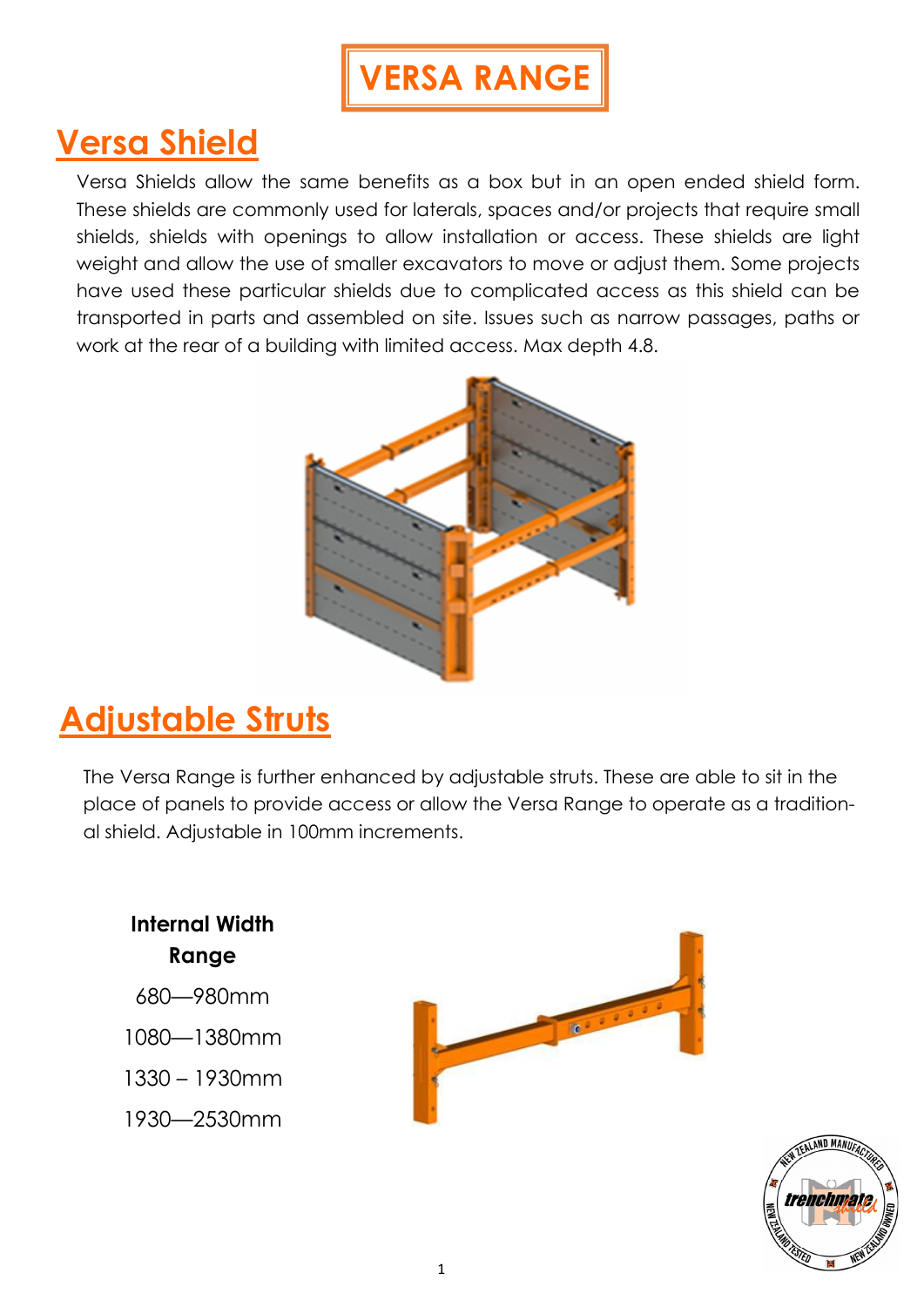# VERSA RANGE

## Versa Shield

Versa Shields allow the same benefits as a box but in an open ended shield form. These shields are commonly used for laterals, spaces and/or projects that require small shields, shields with openings to allow installation or access. These shields are light weight and allow the use of smaller excavators to move or adjust them. Some projects have used these particular shields due to complicated access as this shield can be transported in parts and assembled on site. Issues such as narrow passages, paths or work at the rear of a building with limited access. Max depth 4.8.

## Adjustable Struts

The Versa Range is further enhanced by adjustable struts. These are able to sit in the place of panels to provide access or allow the Versa Range to operate as a traditional shield. Adjustable in 100mm increments.

| **Internal Width Range** |
| --- |
| 680—980mm |
| 1080—1380mm |
| 1330 – 1930mm |
| 1930—2530mm |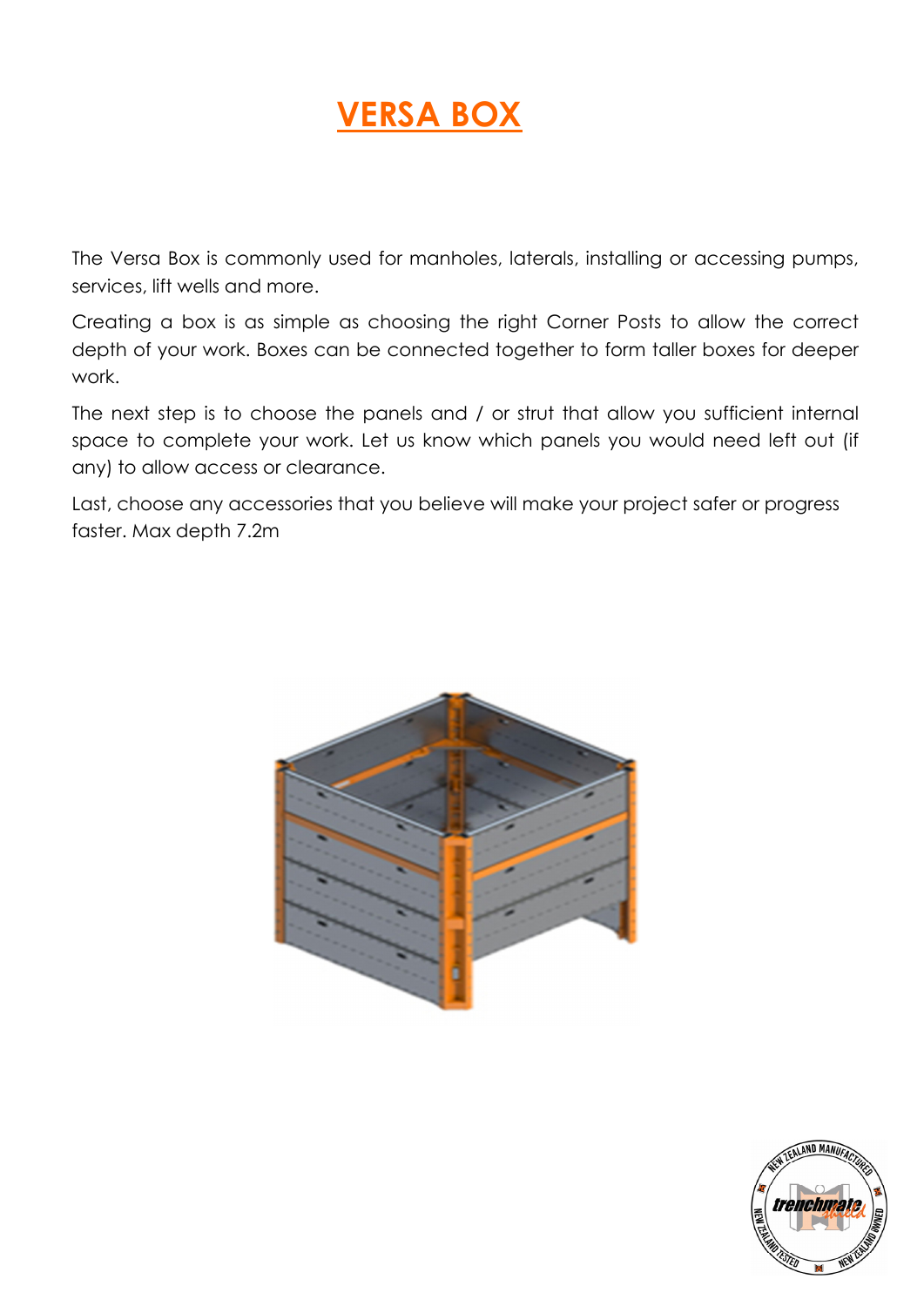# VERSA BOX

The Versa Box is commonly used for manholes, laterals, installing or accessing pumps, services, lift wells and more.

Creating a box is as simple as choosing the right Corner Posts to allow the correct depth of your work. Boxes can be connected together to form taller boxes for deeper work.

The next step is to choose the panels and / or strut that allow you sufficient internal space to complete your work. Let us know which panels you would need left out (if any) to allow access or clearance.

Last, choose any accessories that you believe will make your project safer or progress faster. Max depth 7.2m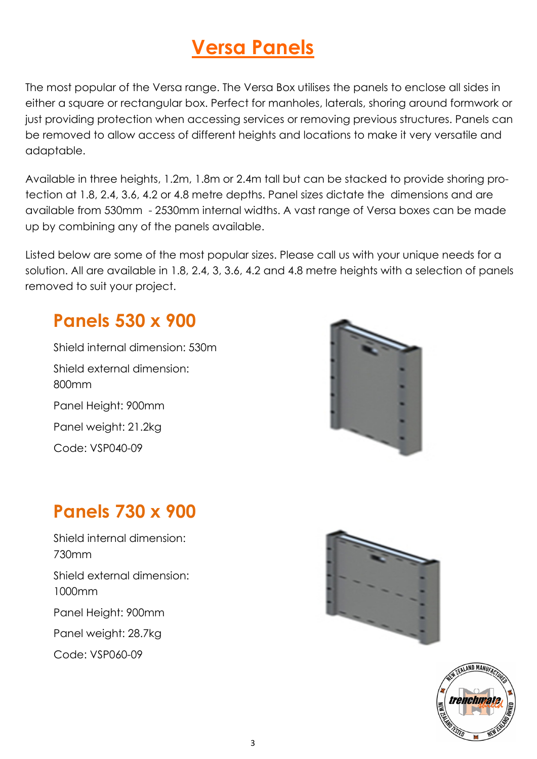# Versa Panels

The most popular of the Versa range. The Versa Box utilises the panels to enclose all sides in either a square or rectangular box. Perfect for manholes, laterals, shoring around formwork or just providing protection when accessing services or removing previous structures. Panels can be removed to allow access of different heights and locations to make it very versatile and adaptable.

Available in three heights, 1.2m, 1.8m or 2.4m tall but can be stacked to provide shoring protection at 1.8, 2.4, 3.6, 4.2 or 4.8 metre depths. Panel sizes dictate the dimensions and are available from 530mm - 2530mm internal widths. A vast range of Versa boxes can be made up by combining any of the panels available.

Listed below are some of the most popular sizes. Please call us with your unique needs for a solution. All are available in 1.8, 2.4, 3, 3.6, 4.2 and 4.8 metre heights with a selection of panels removed to suit your project.

## Panels 530 x 900

Shield internal dimension: 530m

Shield external dimension: 800mm

Panel Height: 900mm

Panel weight: 21.2kg

Code: VSP040-09

## Panels 730 x 900

Shield internal dimension: 730mm

Shield external dimension: 1000mm

Panel Height: 900mm

Panel weight: 28.7kg

Code: VSP060-09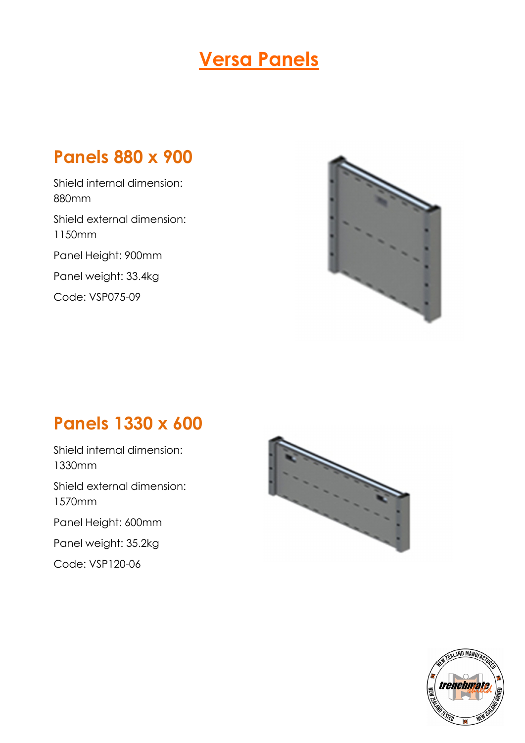# Versa Panels

## Panels 880 x 900

Shield internal dimension: 880mm

Shield external dimension: 1150mm

Panel Height: 900mm

Panel weight: 33.4kg

Code: VSP075-09

## Panels 1330 x 600

Shield internal dimension: 1330mm

Shield external dimension: 1570mm

Panel Height: 600mm

Panel weight: 35.2kg

Code: VSP120-06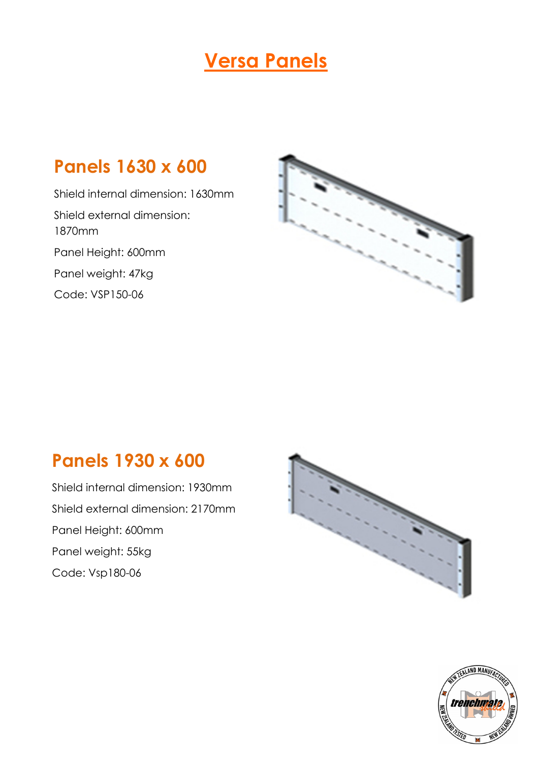# Versa Panels

## Panels 1630 x 600

Shield internal dimension: 1630mm

Shield external dimension: 1870mm

Panel Height: 600mm

Panel weight: 47kg

Code: VSP150-06

## Panels 1930 x 600

Shield internal dimension: 1930mm

Shield external dimension: 2170mm

Panel Height: 600mm

Panel weight: 55kg

Code: Vsp180-06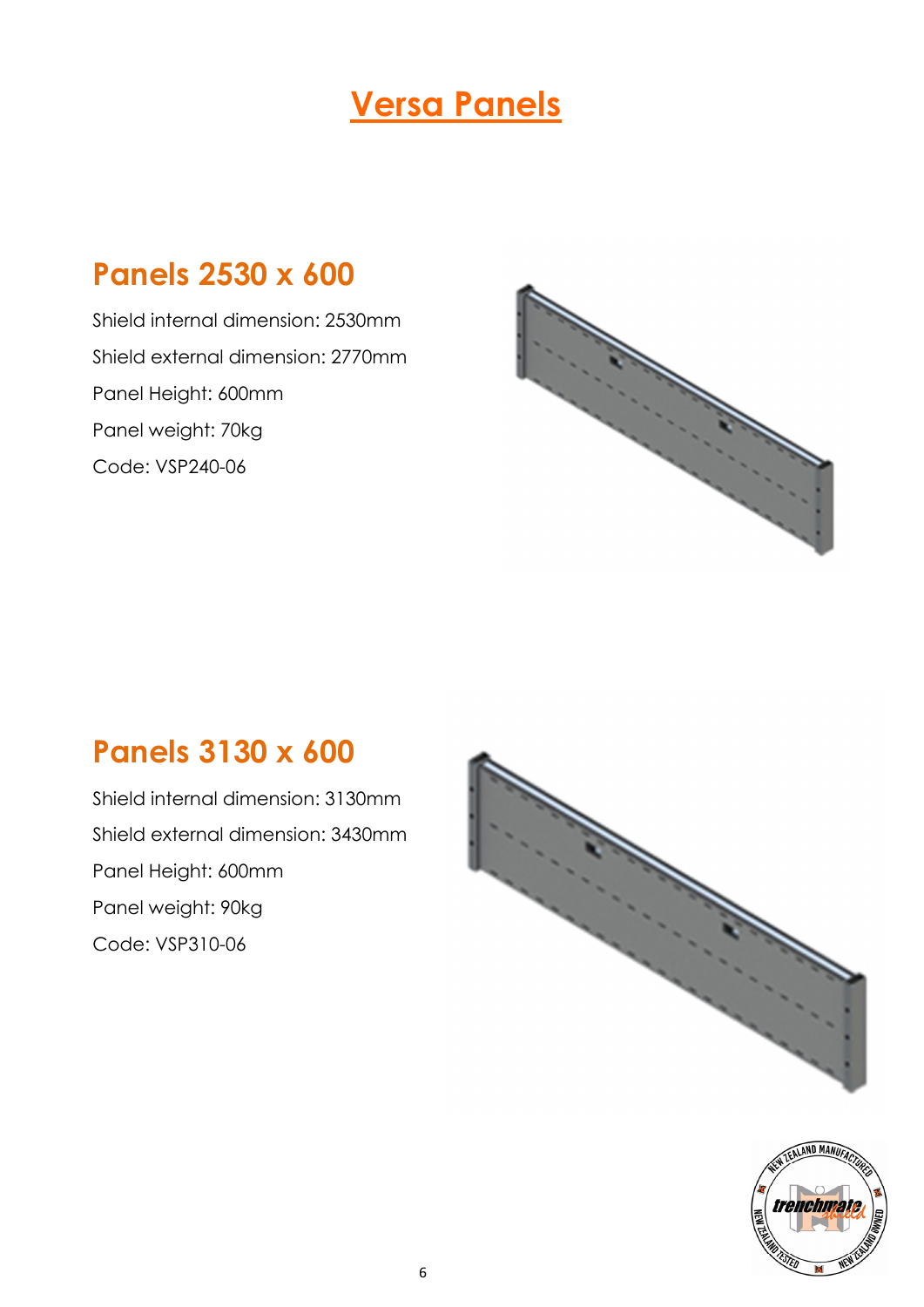# Versa Panels

## Panels 2530 x 600

Shield internal dimension: 2530mm

Shield external dimension: 2770mm

Panel Height: 600mm

Panel weight: 70kg

Code: VSP240-06

## Panels 3130 x 600

Shield internal dimension: 3130mm

Shield external dimension: 3430mm

Panel Height: 600mm

Panel weight: 90kg

Code: VSP310-06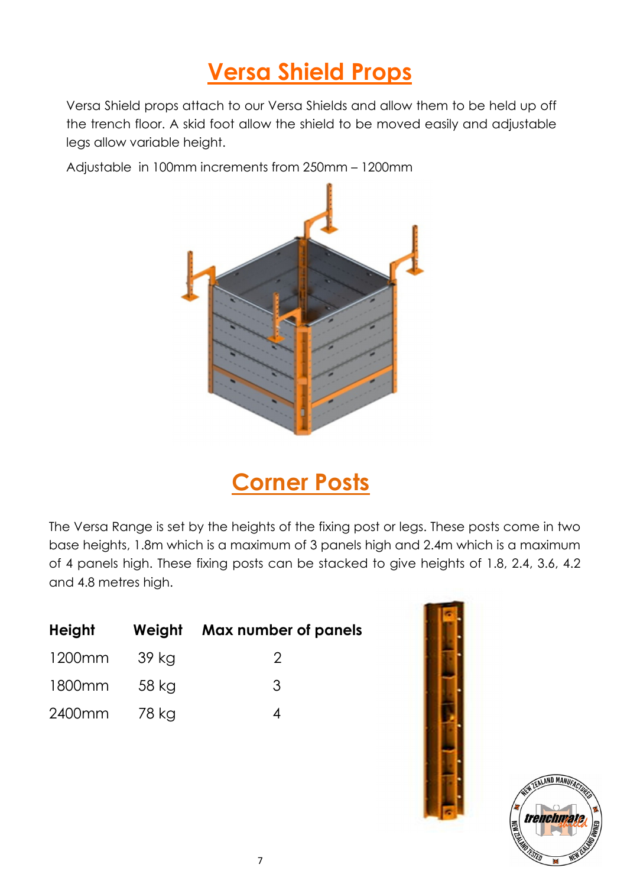# Versa Shield Props

Versa Shield props attach to our Versa Shields and allow them to be held up off the trench floor. A skid foot allow the shield to be moved easily and adjustable legs allow variable height.

Adjustable  in 100mm increments from 250mm – 1200mm

# Corner Posts

The Versa Range is set by the heights of the fixing post or legs. These posts come in two base heights, 1.8m which is a maximum of 3 panels high and 2.4m which is a maximum of 4 panels high. These fixing posts can be stacked to give heights of 1.8, 2.4, 3.6, 4.2 and 4.8 metres high.

| Height | Weight | Max number of panels |
|---|---|---|
| 1200mm | 39 kg | 2 |
| 1800mm | 58 kg | 3 |
| 2400mm | 78 kg | 4 |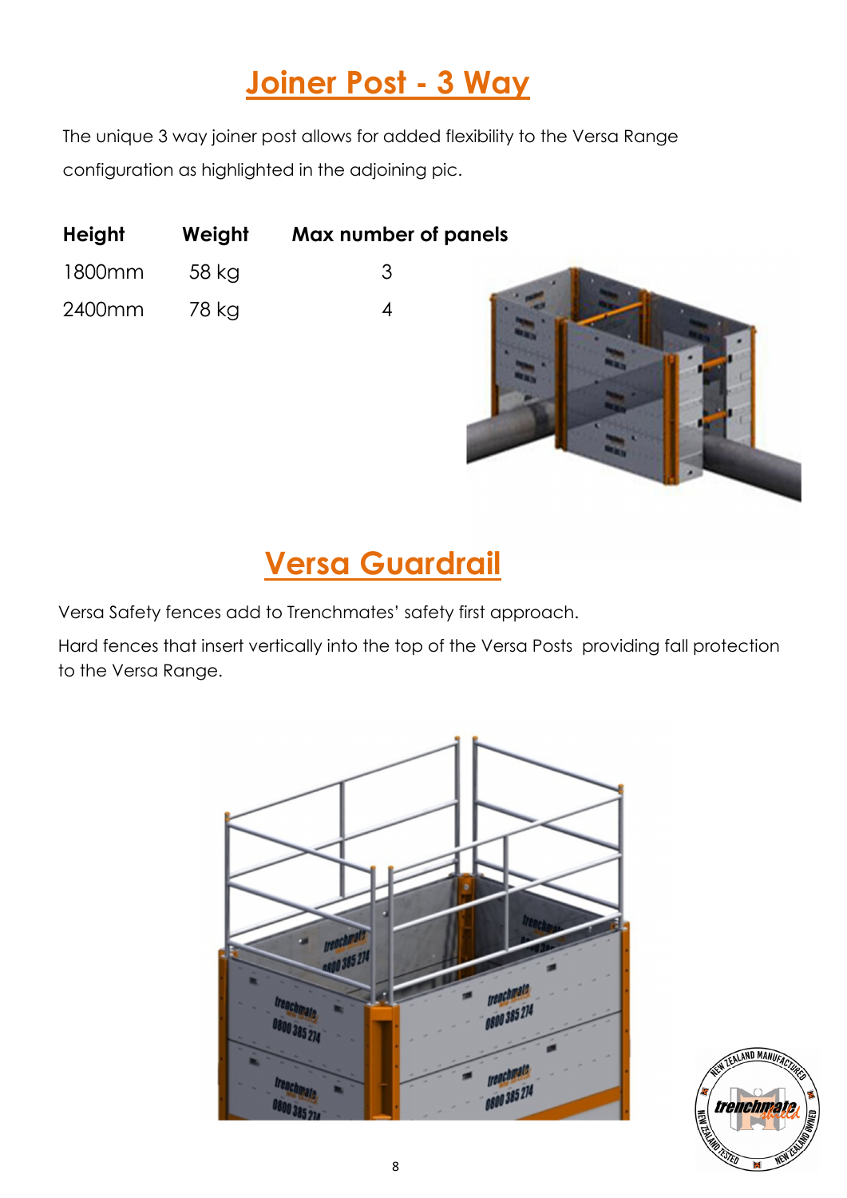# Joiner Post - 3 Way

The unique 3 way joiner post allows for added flexibility to the Versa Range configuration as highlighted in the adjoining pic.

| Height | Weight | Max number of panels |
| --- | --- | --- |
| 1800mm | 58 kg | 3 |
| 2400mm | 78 kg | 4 |

# Versa Guardrail

Versa Safety fences add to Trenchmates' safety first approach.

Hard fences that insert vertically into the top of the Versa Posts providing fall protection to the Versa Range.